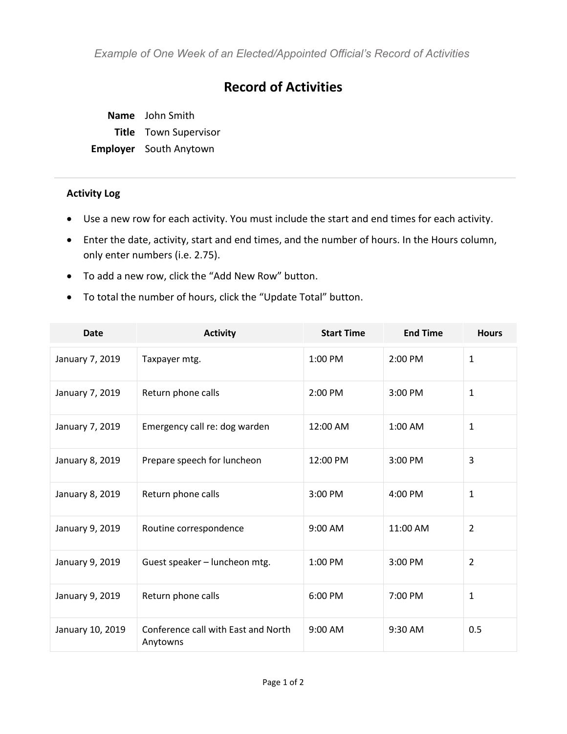*Example of One Week of an Elected/Appointed Official's Record of Activities*

# Record of Activities

**Name** John Smith
**Title** Town Supervisor
**Employer** South Anytown

---

### Activity Log

- Use a new row for each activity. You must include the start and end times for each activity.
- Enter the date, activity, start and end times, and the number of hours. In the Hours column, only enter numbers (i.e. 2.75).
- To add a new row, click the "Add New Row" button.
- To total the number of hours, click the "Update Total" button.

| Date | Activity | Start Time | End Time | Hours |
|---|---|---|---|---|
| January 7, 2019 | Taxpayer mtg. | 1:00 PM | 2:00 PM | 1 |
| January 7, 2019 | Return phone calls | 2:00 PM | 3:00 PM | 1 |
| January 7, 2019 | Emergency call re: dog warden | 12:00 AM | 1:00 AM | 1 |
| January 8, 2019 | Prepare speech for luncheon | 12:00 PM | 3:00 PM | 3 |
| January 8, 2019 | Return phone calls | 3:00 PM | 4:00 PM | 1 |
| January 9, 2019 | Routine correspondence | 9:00 AM | 11:00 AM | 2 |
| January 9, 2019 | Guest speaker – luncheon mtg. | 1:00 PM | 3:00 PM | 2 |
| January 9, 2019 | Return phone calls | 6:00 PM | 7:00 PM | 1 |
| January 10, 2019 | Conference call with East and North Anytowns | 9:00 AM | 9:30 AM | 0.5 |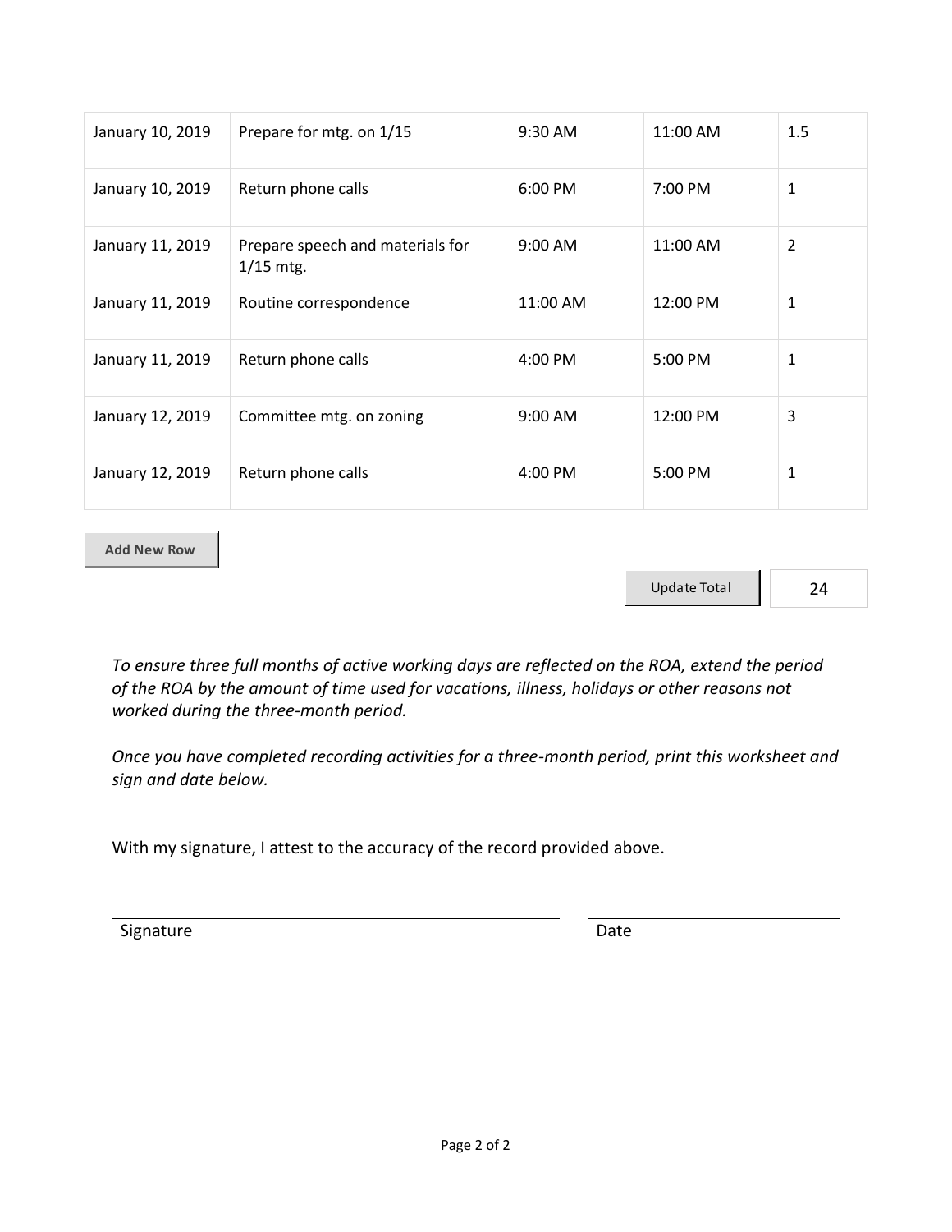| | | | | |
|---|---|---|---|---|
| January 10, 2019 | Prepare for mtg. on 1/15 | 9:30 AM | 11:00 AM | 1.5 |
| January 10, 2019 | Return phone calls | 6:00 PM | 7:00 PM | 1 |
| January 11, 2019 | Prepare speech and materials for 1/15 mtg. | 9:00 AM | 11:00 AM | 2 |
| January 11, 2019 | Routine correspondence | 11:00 AM | 12:00 PM | 1 |
| January 11, 2019 | Return phone calls | 4:00 PM | 5:00 PM | 1 |
| January 12, 2019 | Committee mtg. on zoning | 9:00 AM | 12:00 PM | 3 |
| January 12, 2019 | Return phone calls | 4:00 PM | 5:00 PM | 1 |

Add New Row

Update Total 24

*To ensure three full months of active working days are reflected on the ROA, extend the period of the ROA by the amount of time used for vacations, illness, holidays or other reasons not worked during the three-month period.*

*Once you have completed recording activities for a three-month period, print this worksheet and sign and date below.*

With my signature, I attest to the accuracy of the record provided above.

Signature ______________________ Date ______________